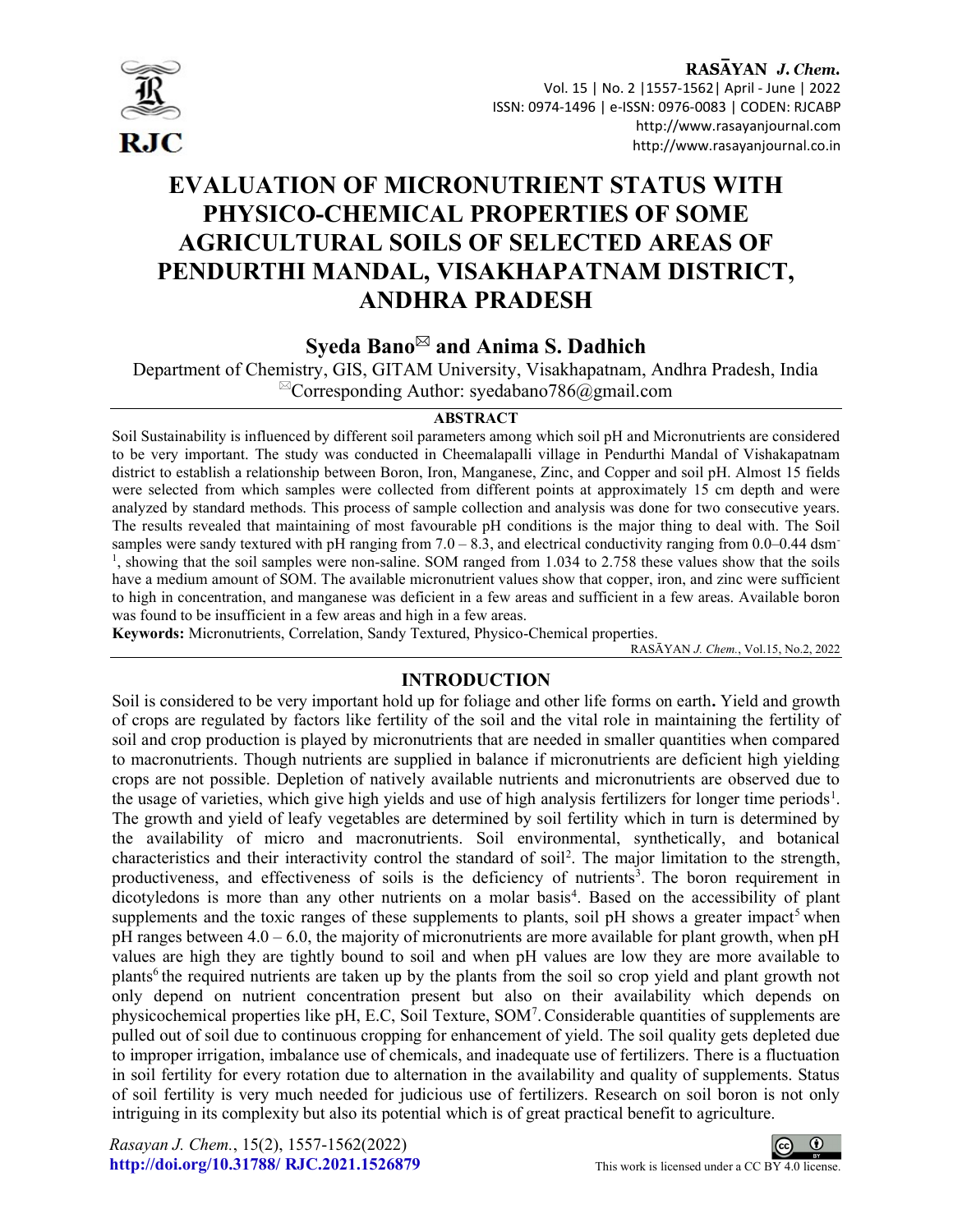# EVALUATION OF MICRONUTRIENT STATUS WITH PHYSICO-CHEMICAL PROPERTIES OF SOME AGRICULTURAL SOILS OF SELECTED AREAS OF PENDURTHI MANDAL, VISAKHAPATNAM DISTRICT, ANDHRA PRADESH

**Syeda Bano✉ and Anima S. Dadhich**

Department of Chemistry, GIS, GITAM University, Visakhapatnam, Andhra Pradesh, India

✉Corresponding Author: syedabano786@gmail.com

## ABSTRACT

Soil Sustainability is influenced by different soil parameters among which soil pH and Micronutrients are considered to be very important. The study was conducted in Cheemalapalli village in Pendurthi Mandal of Vishakapatnam district to establish a relationship between Boron, Iron, Manganese, Zinc, and Copper and soil pH. Almost 15 fields were selected from which samples were collected from different points at approximately 15 cm depth and were analyzed by standard methods. This process of sample collection and analysis was done for two consecutive years. The results revealed that maintaining of most favourable pH conditions is the major thing to deal with. The Soil samples were sandy textured with pH ranging from 7.0 – 8.3, and electrical conductivity ranging from 0.0–0.44 dsm$^{-1}$, showing that the soil samples were non-saline. SOM ranged from 1.034 to 2.758 these values show that the soils have a medium amount of SOM. The available micronutrient values show that copper, iron, and zinc were sufficient to high in concentration, and manganese was deficient in a few areas and sufficient in a few areas. Available boron was found to be insufficient in a few areas and high in a few areas.

**Keywords:** Micronutrients, Correlation, Sandy Textured, Physico-Chemical properties.

RASĀYAN *J. Chem.*, Vol.15, No.2, 2022

## INTRODUCTION

Soil is considered to be very important hold up for foliage and other life forms on earth**.** Yield and growth of crops are regulated by factors like fertility of the soil and the vital role in maintaining the fertility of soil and crop production is played by micronutrients that are needed in smaller quantities when compared to macronutrients. Though nutrients are supplied in balance if micronutrients are deficient high yielding crops are not possible. Depletion of natively available nutrients and micronutrients are observed due to the usage of varieties, which give high yields and use of high analysis fertilizers for longer time periods[1]. The growth and yield of leafy vegetables are determined by soil fertility which in turn is determined by the availability of micro and macronutrients. Soil environmental, synthetically, and botanical characteristics and their interactivity control the standard of soil[2]. The major limitation to the strength, productiveness, and effectiveness of soils is the deficiency of nutrients[3]. The boron requirement in dicotyledons is more than any other nutrients on a molar basis[4]. Based on the accessibility of plant supplements and the toxic ranges of these supplements to plants, soil pH shows a greater impact[5] when pH ranges between 4.0 – 6.0, the majority of micronutrients are more available for plant growth, when pH values are high they are tightly bound to soil and when pH values are low they are more available to plants[6] the required nutrients are taken up by the plants from the soil so crop yield and plant growth not only depend on nutrient concentration present but also on their availability which depends on physicochemical properties like pH, E.C, Soil Texture, SOM[7]. Considerable quantities of supplements are pulled out of soil due to continuous cropping for enhancement of yield. The soil quality gets depleted due to improper irrigation, imbalance use of chemicals, and inadequate use of fertilizers. There is a fluctuation in soil fertility for every rotation due to alternation in the availability and quality of supplements. Status of soil fertility is very much needed for judicious use of fertilizers. Research on soil boron is not only intriguing in its complexity but also its potential which is of great practical benefit to agriculture.

*Rasayan J. Chem.*, 15(2), 1557-1562(2022)

**http://doi.org/10.31788/ RJC.2021.1526879**

This work is licensed under a CC BY 4.0 license.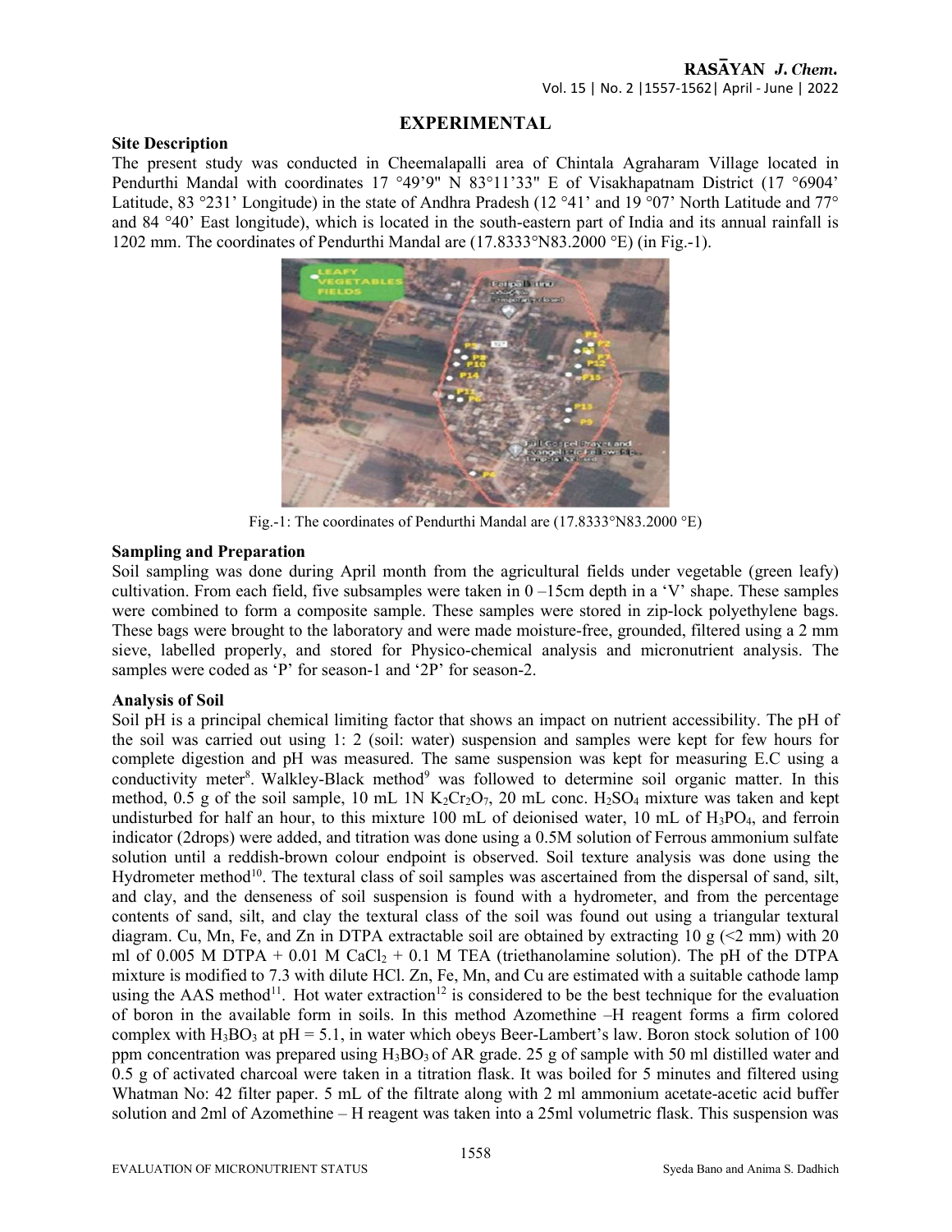## EXPERIMENTAL

### Site Description

The present study was conducted in Cheemalapalli area of Chintala Agraharam Village located in Pendurthi Mandal with coordinates 17 °49'9" N 83°11'33" E of Visakhapatnam District (17 °6904' Latitude, 83 °231' Longitude) in the state of Andhra Pradesh (12 °41' and 19 °07' North Latitude and 77° and 84 °40' East longitude), which is located in the south-eastern part of India and its annual rainfall is 1202 mm. The coordinates of Pendurthi Mandal are (17.8333°N83.2000 °E) (in Fig.-1).

Fig.-1: The coordinates of Pendurthi Mandal are (17.8333°N83.2000 °E)

### Sampling and Preparation

Soil sampling was done during April month from the agricultural fields under vegetable (green leafy) cultivation. From each field, five subsamples were taken in 0 –15cm depth in a 'V' shape. These samples were combined to form a composite sample. These samples were stored in zip-lock polyethylene bags. These bags were brought to the laboratory and were made moisture-free, grounded, filtered using a 2 mm sieve, labelled properly, and stored for Physico-chemical analysis and micronutrient analysis. The samples were coded as 'P' for season-1 and '2P' for season-2.

### Analysis of Soil

Soil pH is a principal chemical limiting factor that shows an impact on nutrient accessibility. The pH of the soil was carried out using 1: 2 (soil: water) suspension and samples were kept for few hours for complete digestion and pH was measured. The same suspension was kept for measuring E.C using a conductivity meter[8]. Walkley-Black method[9] was followed to determine soil organic matter. In this method, 0.5 g of the soil sample, 10 mL 1N $K_2Cr_2O_7$, 20 mL conc. $H_2SO_4$ mixture was taken and kept undisturbed for half an hour, to this mixture 100 mL of deionised water, 10 mL of $H_3PO_4$, and ferroin indicator (2drops) were added, and titration was done using a 0.5M solution of Ferrous ammonium sulfate solution until a reddish-brown colour endpoint is observed. Soil texture analysis was done using the Hydrometer method[10]. The textural class of soil samples was ascertained from the dispersal of sand, silt, and clay, and the denseness of soil suspension is found with a hydrometer, and from the percentage contents of sand, silt, and clay the textural class of the soil was found out using a triangular textural diagram. Cu, Mn, Fe, and Zn in DTPA extractable soil are obtained by extracting 10 g (<2 mm) with 20 ml of 0.005 M DTPA + 0.01 M $CaCl_2$ + 0.1 M TEA (triethanolamine solution). The pH of the DTPA mixture is modified to 7.3 with dilute HCl. Zn, Fe, Mn, and Cu are estimated with a suitable cathode lamp using the AAS method[11]. Hot water extraction[12] is considered to be the best technique for the evaluation of boron in the available form in soils. In this method Azomethine –H reagent forms a firm colored complex with $H_3BO_3$ at pH = 5.1, in water which obeys Beer-Lambert's law. Boron stock solution of 100 ppm concentration was prepared using $H_3BO_3$ of AR grade. 25 g of sample with 50 ml distilled water and 0.5 g of activated charcoal were taken in a titration flask. It was boiled for 5 minutes and filtered using Whatman No: 42 filter paper. 5 mL of the filtrate along with 2 ml ammonium acetate-acetic acid buffer solution and 2ml of Azomethine – H reagent was taken into a 25ml volumetric flask. This suspension was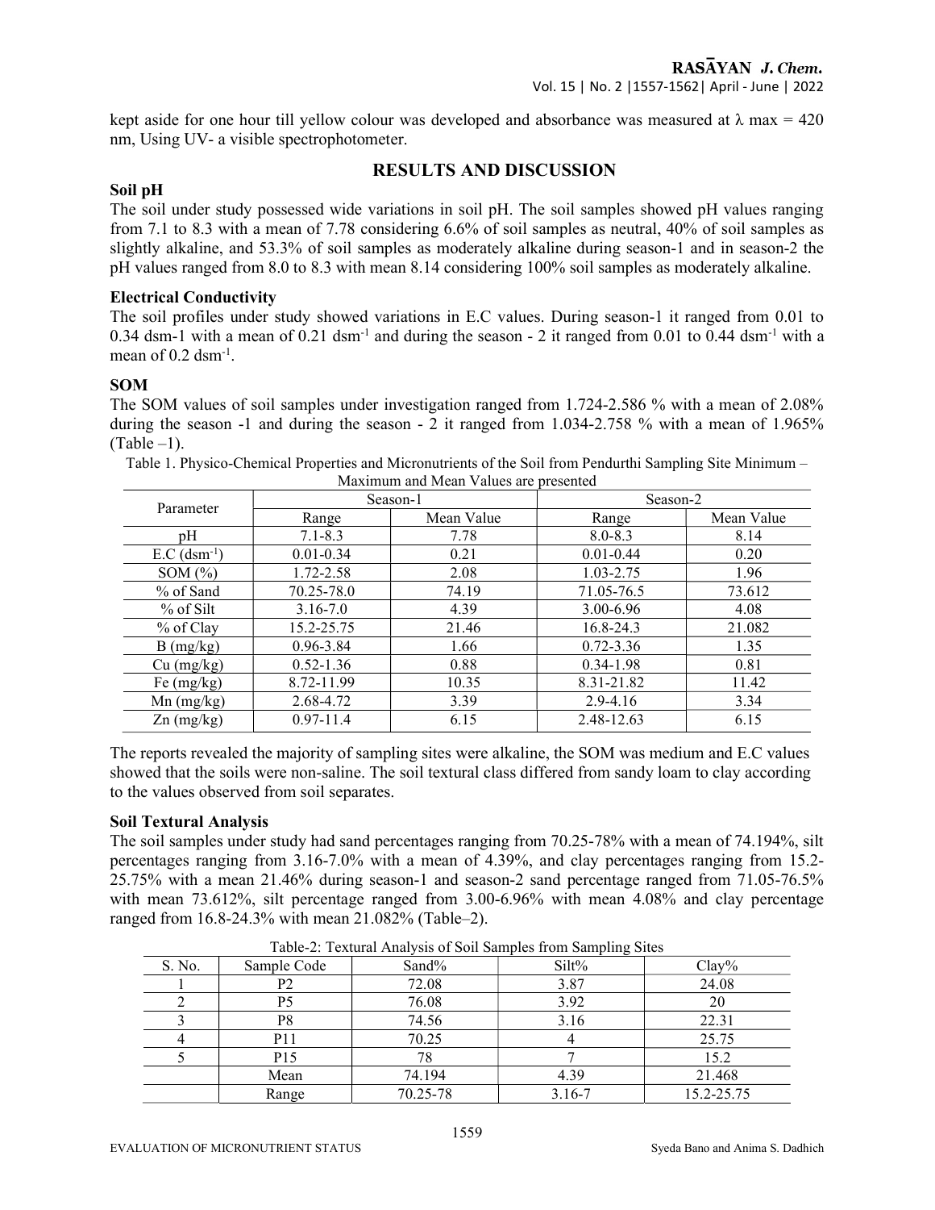kept aside for one hour till yellow colour was developed and absorbance was measured at λ max = 420 nm, Using UV- a visible spectrophotometer.

## RESULTS AND DISCUSSION

### Soil pH

The soil under study possessed wide variations in soil pH. The soil samples showed pH values ranging from 7.1 to 8.3 with a mean of 7.78 considering 6.6% of soil samples as neutral, 40% of soil samples as slightly alkaline, and 53.3% of soil samples as moderately alkaline during season-1 and in season-2 the pH values ranged from 8.0 to 8.3 with mean 8.14 considering 100% soil samples as moderately alkaline.

### Electrical Conductivity

The soil profiles under study showed variations in E.C values. During season-1 it ranged from 0.01 to 0.34 dsm-1 with a mean of 0.21 $dsm^{-1}$ and during the season - 2 it ranged from 0.01 to 0.44 $dsm^{-1}$ with a mean of 0.2 $dsm^{-1}$.

### SOM

The SOM values of soil samples under investigation ranged from 1.724-2.586 % with a mean of 2.08% during the season -1 and during the season - 2 it ranged from 1.034-2.758 % with a mean of 1.965% (Table –1).

Table 1. Physico-Chemical Properties and Micronutrients of the Soil from Pendurthi Sampling Site Minimum – Maximum and Mean Values are presented

| Parameter | Season-1 | | Season-2 | |
|---|---|---|---|---|
| | Range | Mean Value | Range | Mean Value |
| pH | 7.1-8.3 | 7.78 | 8.0-8.3 | 8.14 |
| E.C ($dsm^{-1}$) | 0.01-0.34 | 0.21 | 0.01-0.44 | 0.20 |
| SOM (%) | 1.72-2.58 | 2.08 | 1.03-2.75 | 1.96 |
| % of Sand | 70.25-78.0 | 74.19 | 71.05-76.5 | 73.612 |
| % of Silt | 3.16-7.0 | 4.39 | 3.00-6.96 | 4.08 |
| % of Clay | 15.2-25.75 | 21.46 | 16.8-24.3 | 21.082 |
| B (mg/kg) | 0.96-3.84 | 1.66 | 0.72-3.36 | 1.35 |
| Cu (mg/kg) | 0.52-1.36 | 0.88 | 0.34-1.98 | 0.81 |
| Fe (mg/kg) | 8.72-11.99 | 10.35 | 8.31-21.82 | 11.42 |
| Mn (mg/kg) | 2.68-4.72 | 3.39 | 2.9-4.16 | 3.34 |
| Zn (mg/kg) | 0.97-11.4 | 6.15 | 2.48-12.63 | 6.15 |

The reports revealed the majority of sampling sites were alkaline, the SOM was medium and E.C values showed that the soils were non-saline. The soil textural class differed from sandy loam to clay according to the values observed from soil separates.

### Soil Textural Analysis

The soil samples under study had sand percentages ranging from 70.25-78% with a mean of 74.194%, silt percentages ranging from 3.16-7.0% with a mean of 4.39%, and clay percentages ranging from 15.2-25.75% with a mean 21.46% during season-1 and season-2 sand percentage ranged from 71.05-76.5% with mean 73.612%, silt percentage ranged from 3.00-6.96% with mean 4.08% and clay percentage ranged from 16.8-24.3% with mean 21.082% (Table–2).

Table-2: Textural Analysis of Soil Samples from Sampling Sites

| S. No. | Sample Code | Sand% | Silt% | Clay% |
|---|---|---|---|---|
| 1 | P2 | 72.08 | 3.87 | 24.08 |
| 2 | P5 | 76.08 | 3.92 | 20 |
| 3 | P8 | 74.56 | 3.16 | 22.31 |
| 4 | P11 | 70.25 | 4 | 25.75 |
| 5 | P15 | 78 | 7 | 15.2 |
| | Mean | 74.194 | 4.39 | 21.468 |
| | Range | 70.25-78 | 3.16-7 | 15.2-25.75 |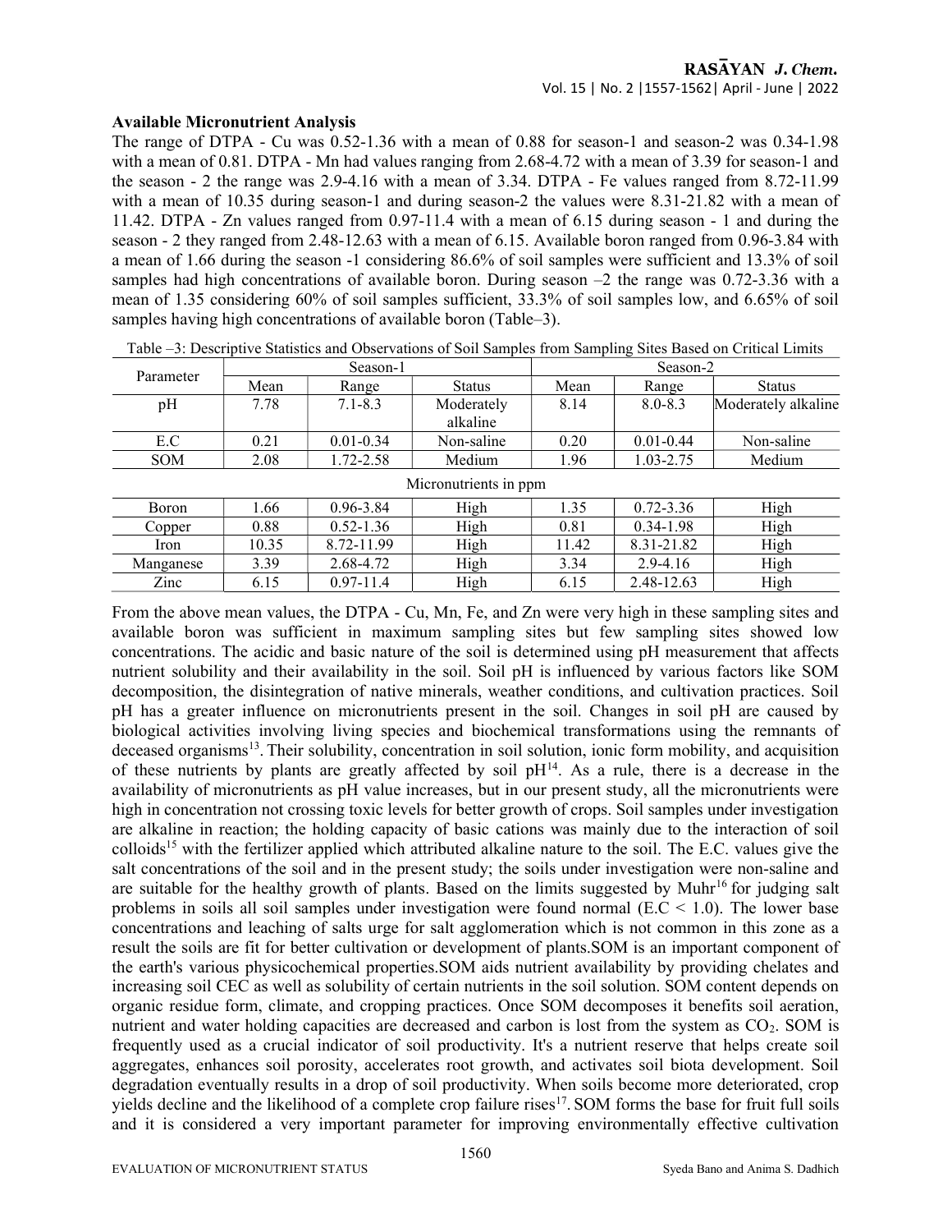**Available Micronutrient Analysis**

The range of DTPA - Cu was 0.52-1.36 with a mean of 0.88 for season-1 and season-2 was 0.34-1.98 with a mean of 0.81. DTPA - Mn had values ranging from 2.68-4.72 with a mean of 3.39 for season-1 and the season - 2 the range was 2.9-4.16 with a mean of 3.34. DTPA - Fe values ranged from 8.72-11.99 with a mean of 10.35 during season-1 and during season-2 the values were 8.31-21.82 with a mean of 11.42. DTPA - Zn values ranged from 0.97-11.4 with a mean of 6.15 during season - 1 and during the season - 2 they ranged from 2.48-12.63 with a mean of 6.15. Available boron ranged from 0.96-3.84 with a mean of 1.66 during the season -1 considering 86.6% of soil samples were sufficient and 13.3% of soil samples had high concentrations of available boron. During season –2 the range was 0.72-3.36 with a mean of 1.35 considering 60% of soil samples sufficient, 33.3% of soil samples low, and 6.65% of soil samples having high concentrations of available boron (Table–3).

Table –3: Descriptive Statistics and Observations of Soil Samples from Sampling Sites Based on Critical Limits

| Parameter | Season-1 | | | Season-2 | | |
|---|---|---|---|---|---|---|
| | Mean | Range | Status | Mean | Range | Status |
| pH | 7.78 | 7.1-8.3 | Moderately alkaline | 8.14 | 8.0-8.3 | Moderately alkaline |
| E.C | 0.21 | 0.01-0.34 | Non-saline | 0.20 | 0.01-0.44 | Non-saline |
| SOM | 2.08 | 1.72-2.58 | Medium | 1.96 | 1.03-2.75 | Medium |
| Micronutrients in ppm | | | | | | |
| Boron | 1.66 | 0.96-3.84 | High | 1.35 | 0.72-3.36 | High |
| Copper | 0.88 | 0.52-1.36 | High | 0.81 | 0.34-1.98 | High |
| Iron | 10.35 | 8.72-11.99 | High | 11.42 | 8.31-21.82 | High |
| Manganese | 3.39 | 2.68-4.72 | High | 3.34 | 2.9-4.16 | High |
| Zinc | 6.15 | 0.97-11.4 | High | 6.15 | 2.48-12.63 | High |

From the above mean values, the DTPA - Cu, Mn, Fe, and Zn were very high in these sampling sites and available boron was sufficient in maximum sampling sites but few sampling sites showed low concentrations. The acidic and basic nature of the soil is determined using pH measurement that affects nutrient solubility and their availability in the soil. Soil pH is influenced by various factors like SOM decomposition, the disintegration of native minerals, weather conditions, and cultivation practices. Soil pH has a greater influence on micronutrients present in the soil. Changes in soil pH are caused by biological activities involving living species and biochemical transformations using the remnants of deceased organisms[13]. Their solubility, concentration in soil solution, ionic form mobility, and acquisition of these nutrients by plants are greatly affected by soil pH[14]. As a rule, there is a decrease in the availability of micronutrients as pH value increases, but in our present study, all the micronutrients were high in concentration not crossing toxic levels for better growth of crops. Soil samples under investigation are alkaline in reaction; the holding capacity of basic cations was mainly due to the interaction of soil colloids[15] with the fertilizer applied which attributed alkaline nature to the soil. The E.C. values give the salt concentrations of the soil and in the present study; the soils under investigation were non-saline and are suitable for the healthy growth of plants. Based on the limits suggested by Muhr[16] for judging salt problems in soils all soil samples under investigation were found normal (E.C < 1.0). The lower base concentrations and leaching of salts urge for salt agglomeration which is not common in this zone as a result the soils are fit for better cultivation or development of plants.SOM is an important component of the earth's various physicochemical properties.SOM aids nutrient availability by providing chelates and increasing soil CEC as well as solubility of certain nutrients in the soil solution. SOM content depends on organic residue form, climate, and cropping practices. Once SOM decomposes it benefits soil aeration, nutrient and water holding capacities are decreased and carbon is lost from the system as $CO_2$. SOM is frequently used as a crucial indicator of soil productivity. It's a nutrient reserve that helps create soil aggregates, enhances soil porosity, accelerates root growth, and activates soil biota development. Soil degradation eventually results in a drop of soil productivity. When soils become more deteriorated, crop yields decline and the likelihood of a complete crop failure rises[17]. SOM forms the base for fruit full soils and it is considered a very important parameter for improving environmentally effective cultivation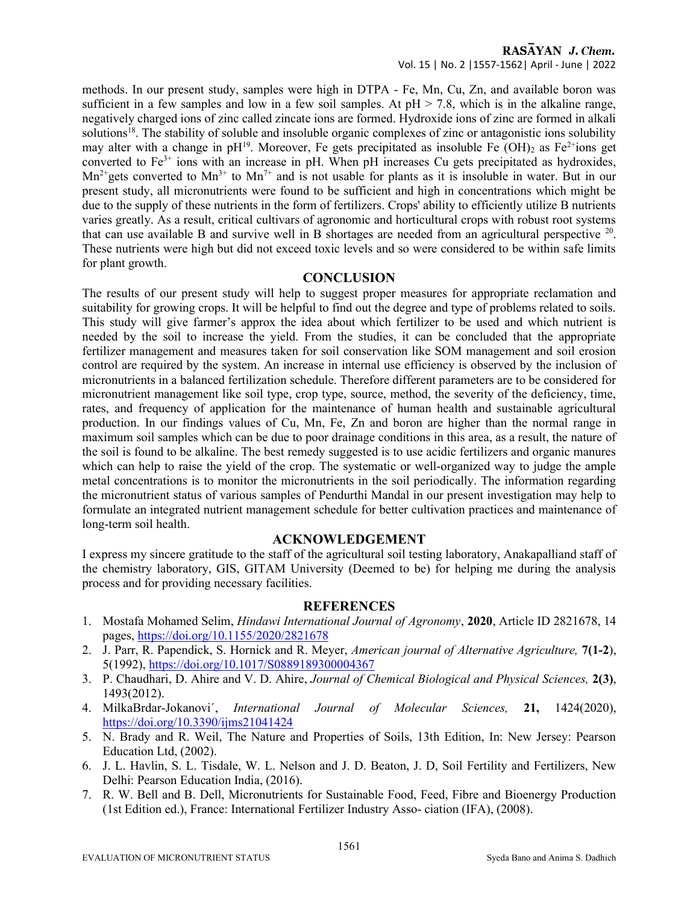methods. In our present study, samples were high in DTPA - Fe, Mn, Cu, Zn, and available boron was sufficient in a few samples and low in a few soil samples. At pH > 7.8, which is in the alkaline range, negatively charged ions of zinc called zincate ions are formed. Hydroxide ions of zinc are formed in alkali solutions[18]. The stability of soluble and insoluble organic complexes of zinc or antagonistic ions solubility may alter with a change in pH[19]. Moreover, Fe gets precipitated as insoluble Fe $(OH)_2$ as $Fe^{2+}$ions get converted to $Fe^{3+}$ ions with an increase in pH. When pH increases Cu gets precipitated as hydroxides, $Mn^{2+}$gets converted to $Mn^{3+}$ to $Mn^{7+}$ and is not usable for plants as it is insoluble in water. But in our present study, all micronutrients were found to be sufficient and high in concentrations which might be due to the supply of these nutrients in the form of fertilizers. Crops' ability to efficiently utilize B nutrients varies greatly. As a result, critical cultivars of agronomic and horticultural crops with robust root systems that can use available B and survive well in B shortages are needed from an agricultural perspective [20]. These nutrients were high but did not exceed toxic levels and so were considered to be within safe limits for plant growth.

## CONCLUSION

The results of our present study will help to suggest proper measures for appropriate reclamation and suitability for growing crops. It will be helpful to find out the degree and type of problems related to soils. This study will give farmer's approx the idea about which fertilizer to be used and which nutrient is needed by the soil to increase the yield. From the studies, it can be concluded that the appropriate fertilizer management and measures taken for soil conservation like SOM management and soil erosion control are required by the system. An increase in internal use efficiency is observed by the inclusion of micronutrients in a balanced fertilization schedule. Therefore different parameters are to be considered for micronutrient management like soil type, crop type, source, method, the severity of the deficiency, time, rates, and frequency of application for the maintenance of human health and sustainable agricultural production. In our findings values of Cu, Mn, Fe, Zn and boron are higher than the normal range in maximum soil samples which can be due to poor drainage conditions in this area, as a result, the nature of the soil is found to be alkaline. The best remedy suggested is to use acidic fertilizers and organic manures which can help to raise the yield of the crop. The systematic or well-organized way to judge the ample metal concentrations is to monitor the micronutrients in the soil periodically. The information regarding the micronutrient status of various samples of Pendurthi Mandal in our present investigation may help to formulate an integrated nutrient management schedule for better cultivation practices and maintenance of long-term soil health.

## ACKNOWLEDGEMENT

I express my sincere gratitude to the staff of the agricultural soil testing laboratory, Anakapalliand staff of the chemistry laboratory, GIS, GITAM University (Deemed to be) for helping me during the analysis process and for providing necessary facilities.

## REFERENCES

1. Mostafa Mohamed Selim, *Hindawi International Journal of Agronomy*, **2020**, Article ID 2821678, 14 pages, https://doi.org/10.1155/2020/2821678
2. J. Parr, R. Papendick, S. Hornick and R. Meyer, *American journal of Alternative Agriculture,* **7(1-2**), 5(1992), https://doi.org/10.1017/S0889189300004367
3. P. Chaudhari, D. Ahire and V. D. Ahire, *Journal of Chemical Biological and Physical Sciences,* **2(3)**, 1493(2012).
4. MilkaBrdar-Jokanovi´, *International Journal of Molecular Sciences,* **21,** 1424(2020), https://doi.org/10.3390/ijms21041424
5. N. Brady and R. Weil, The Nature and Properties of Soils, 13th Edition, In: New Jersey: Pearson Education Ltd, (2002).
6. J. L. Havlin, S. L. Tisdale, W. L. Nelson and J. D. Beaton, J. D, Soil Fertility and Fertilizers, New Delhi: Pearson Education India, (2016).
7. R. W. Bell and B. Dell, Micronutrients for Sustainable Food, Feed, Fibre and Bioenergy Production (1st Edition ed.), France: International Fertilizer Industry Asso- ciation (IFA), (2008).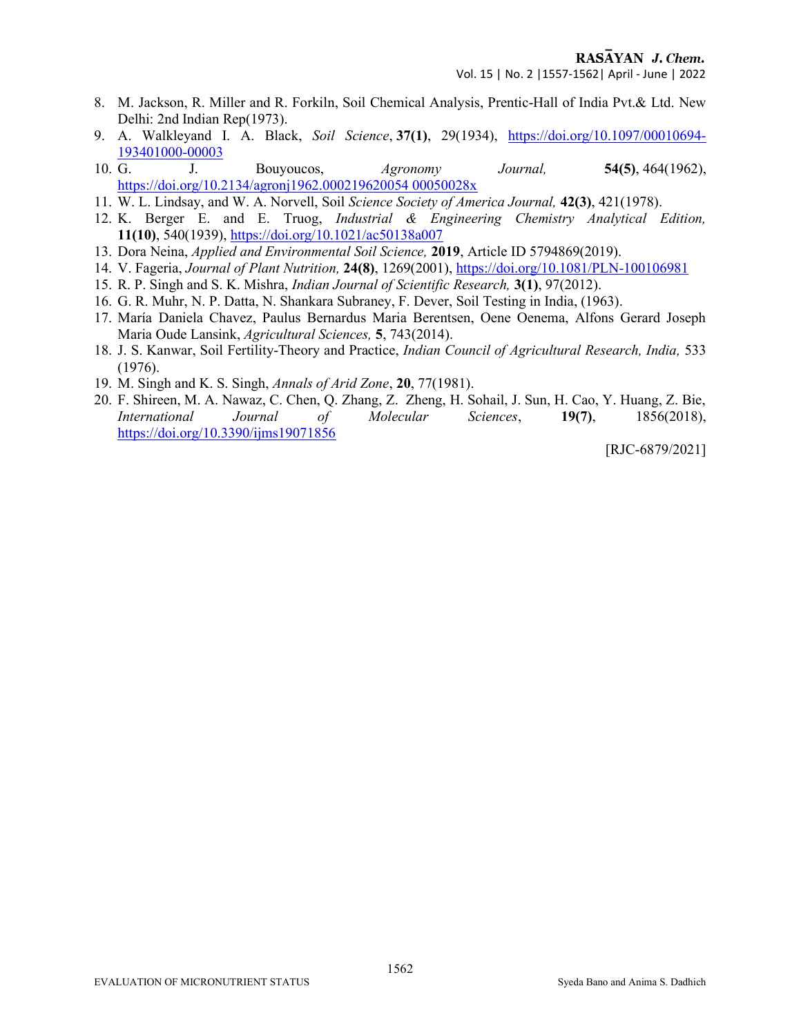8. M. Jackson, R. Miller and R. Forkiln, Soil Chemical Analysis, Prentic-Hall of India Pvt.& Ltd. New Delhi: 2nd Indian Rep(1973).
9. A. Walkleyand I. A. Black, *Soil Science*, **37(1)**, 29(1934), https://doi.org/10.1097/00010694-193401000-00003
10. G. J. Bouyoucos, *Agronomy Journal,* **54(5)**, 464(1962), https://doi.org/10.2134/agronj1962.000219620054 00050028x
11. W. L. Lindsay, and W. A. Norvell, Soil *Science Society of America Journal,* **42(3)**, 421(1978).
12. K. Berger E. and E. Truog, *Industrial & Engineering Chemistry Analytical Edition,* **11(10)**, 540(1939), https://doi.org/10.1021/ac50138a007
13. Dora Neina, *Applied and Environmental Soil Science,* **2019**, Article ID 5794869(2019).
14. V. Fageria, *Journal of Plant Nutrition,* **24(8)**, 1269(2001), https://doi.org/10.1081/PLN-100106981
15. R. P. Singh and S. K. Mishra, *Indian Journal of Scientific Research,* **3(1)**, 97(2012).
16. G. R. Muhr, N. P. Datta, N. Shankara Subraney, F. Dever, Soil Testing in India, (1963).
17. María Daniela Chavez, Paulus Bernardus Maria Berentsen, Oene Oenema, Alfons Gerard Joseph Maria Oude Lansink, *Agricultural Sciences,* **5**, 743(2014).
18. J. S. Kanwar, Soil Fertility-Theory and Practice, *Indian Council of Agricultural Research, India,* 533 (1976).
19. M. Singh and K. S. Singh, *Annals of Arid Zone*, **20**, 77(1981).
20. F. Shireen, M. A. Nawaz, C. Chen, Q. Zhang, Z. Zheng, H. Sohail, J. Sun, H. Cao, Y. Huang, Z. Bie, *International Journal of Molecular Sciences*, **19(7)**, 1856(2018), https://doi.org/10.3390/ijms19071856

[RJC-6879/2021]